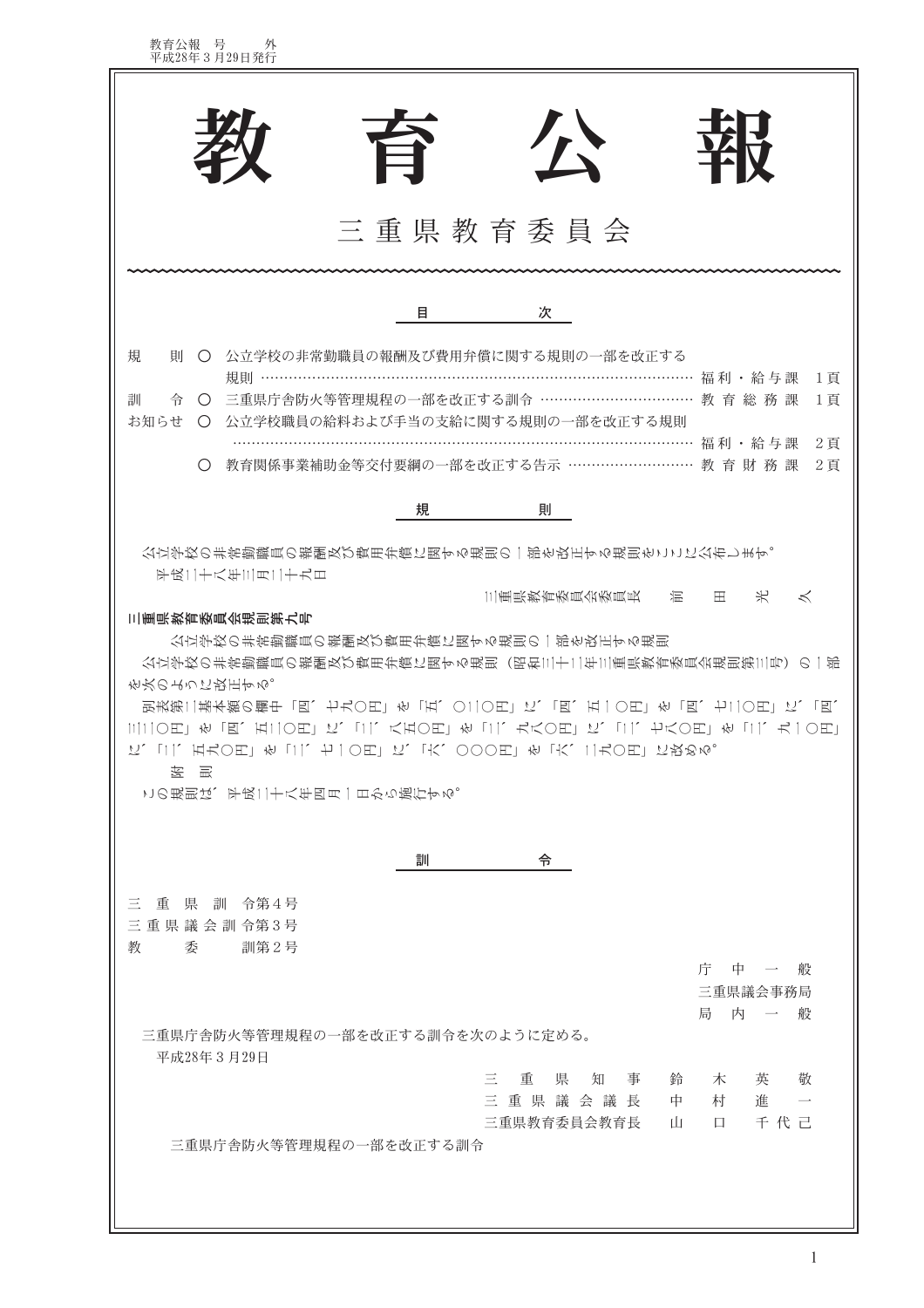# 教育公報

## 三重県教育委員会

### 目次

規則 ○ 公立学校の非常勤職員の報酬及び費用弁償に関する規則の一部を改正する規則 …… 福利・給与課 1頁

訓令 ○ 三重県庁舎防火等管理規程の一部を改正する訓令 …… 教育総務課 1頁

お知らせ ○ 公立学校職員の給料および手当の支給に関する規則の一部を改正する規則 …… 福利・給与課 2頁

○ 教育関係事業補助金等交付要綱の一部を改正する告示 …… 教育財務課 2頁

### 規則

公立学校の非常勤職員の報酬及び費用弁償に関する規則の一部を改正する規則をここに公布します。

平成二十八年三月二十九日

三重県教育委員会委員長　前田光久

**三重県教育委員会規則第九号**

公立学校の非常勤職員の報酬及び費用弁償に関する規則の一部を改正する規則

公立学校の非常勤職員の報酬及び費用弁償に関する規則（昭和三十二年三重県教育委員会規則第三号）の一部を次のように改正する。

別表第二基本額の欄中「四、七九〇円」を「五、〇二〇円」に、「四、五一〇円」を「四、七二〇円」に、「四、三二〇円」を「四、五二〇円」に、「三、八五〇円」を「三、九八〇円」に、「三、七八〇円」を「三、九一〇円」に、「三、五九〇円」を「三、七一〇円」に、「六、〇〇〇円」を「六、二九〇円」に改める。

附　則

この規則は、平成二十八年四月一日から施行する。

### 訓令

三重県訓令第4号
三重県議会訓令第3号
教委訓第2号

庁中一般
三重県議会事務局
局内一般

三重県庁舎防火等管理規程の一部を改正する訓令を次のように定める。

平成28年3月29日

三重県知事　鈴木英敬
三重県議会議長　中村進一
三重県教育委員会教育長　山口千代己

三重県庁舎防火等管理規程の一部を改正する訓令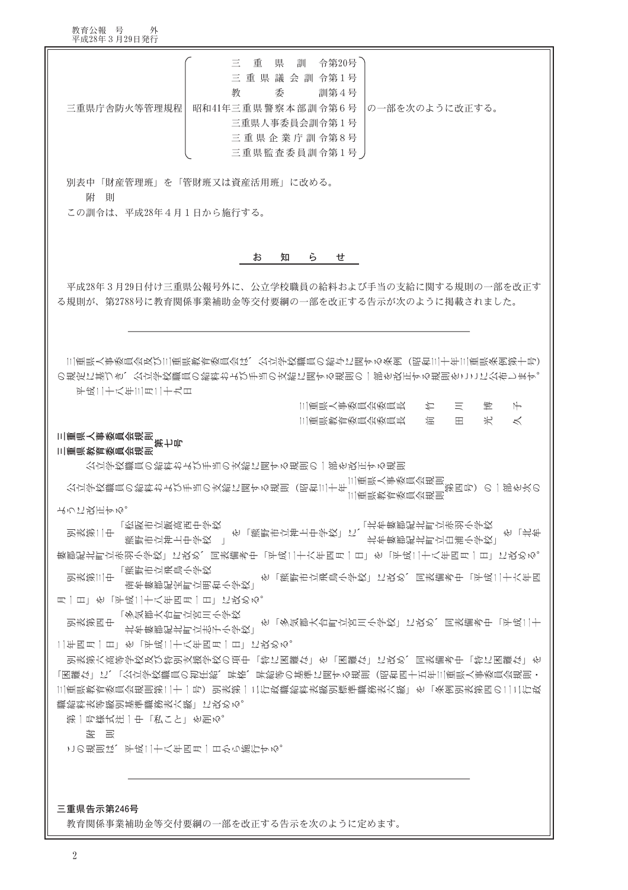三重県庁舎防火等管理規程（三重県訓令第20号、三重県議会訓令第1号、教委訓第4号、昭和41年三重県警察本部訓令第6号、三重県人事委員会訓令第1号、三重県企業庁訓令第8号、三重県監査委員訓令第1号）の一部を次のように改正する。

別表中「財産管理班」を「管財班又は資産活用班」に改める。

附　則

この訓令は、平成28年4月1日から施行する。

## お　知　ら　せ

平成28年3月29日付け三重県公報号外に、公立学校職員の給料および手当の支給に関する規則の一部を改正する規則が、第2788号に教育関係事業補助金等交付要綱の一部を改正する告示が次のように掲載されました。

---

三重県人事委員会及び三重県教育委員会は、公立学校職員の給与に関する条例（昭和三十年三重県条例第十号）の規定に基づき、公立学校職員の給料および手当の支給に関する規則の一部を改正する規則をここに公布します。

平成二十八年三月二十九日

三重県人事委員会委員長　竹　川　博　子

三重県教育委員会委員長　前　田　光　久

**三重県人事委員会規則・三重県教育委員会規則第七号**

公立学校職員の給料および手当の支給に関する規則の一部を改正する規則

公立学校職員の給料および手当の支給に関する規則（昭和三十年三重県人事委員会規則・三重県教育委員会規則第四号）の一部を次のように改正する。

別表第二中「松阪市立飯高西中学校／熊野市立神上中学校」を「熊野市立神上中学校」に、「北牟婁郡紀北町立赤羽小学校／北牟婁郡紀北町立白浦小学校」を「北牟婁郡紀北町立赤羽小学校」に改め、同表備考中「平成二十六年四月一日」を「平成二十八年四月一日」に改める。

別表第三中「熊野市立飛鳥小学校／南牟婁郡紀宝町立明和小学校」を「熊野市立飛鳥小学校」に改め、同表備考中「平成二十六年四月一日」を「平成二十八年四月一日」に改める。

別表第四中「多気郡大台町立宮川小学校／北牟婁郡紀北町立志子小学校」を「多気郡大台町立宮川小学校」に改め、同表備考中「平成二十二年四月一日」を「平成二十八年四月一日」に改める。

別表第六高等学校及び特別支援学校の項中「特に困難な」を「困難な」に改め、同表備考中「特に困難な」を「困難な」に、「公立学校職員の初任給、昇格、昇給等の基準に関する規則（昭和四十五年三重県人事委員会規則・三重県教育委員会規則第二十一号）別表第一二行政職給料表級別標準職務表六級」を「条例別表第四の二行政職給料表等級別基準職務表六級」に改める。

第一号様式注一中「私こと」を削る。

附　則

この規則は、平成二十八年四月一日から施行する。

---

**三重県告示第246号**

教育関係事業補助金等交付要綱の一部を改正する告示を次のように定めます。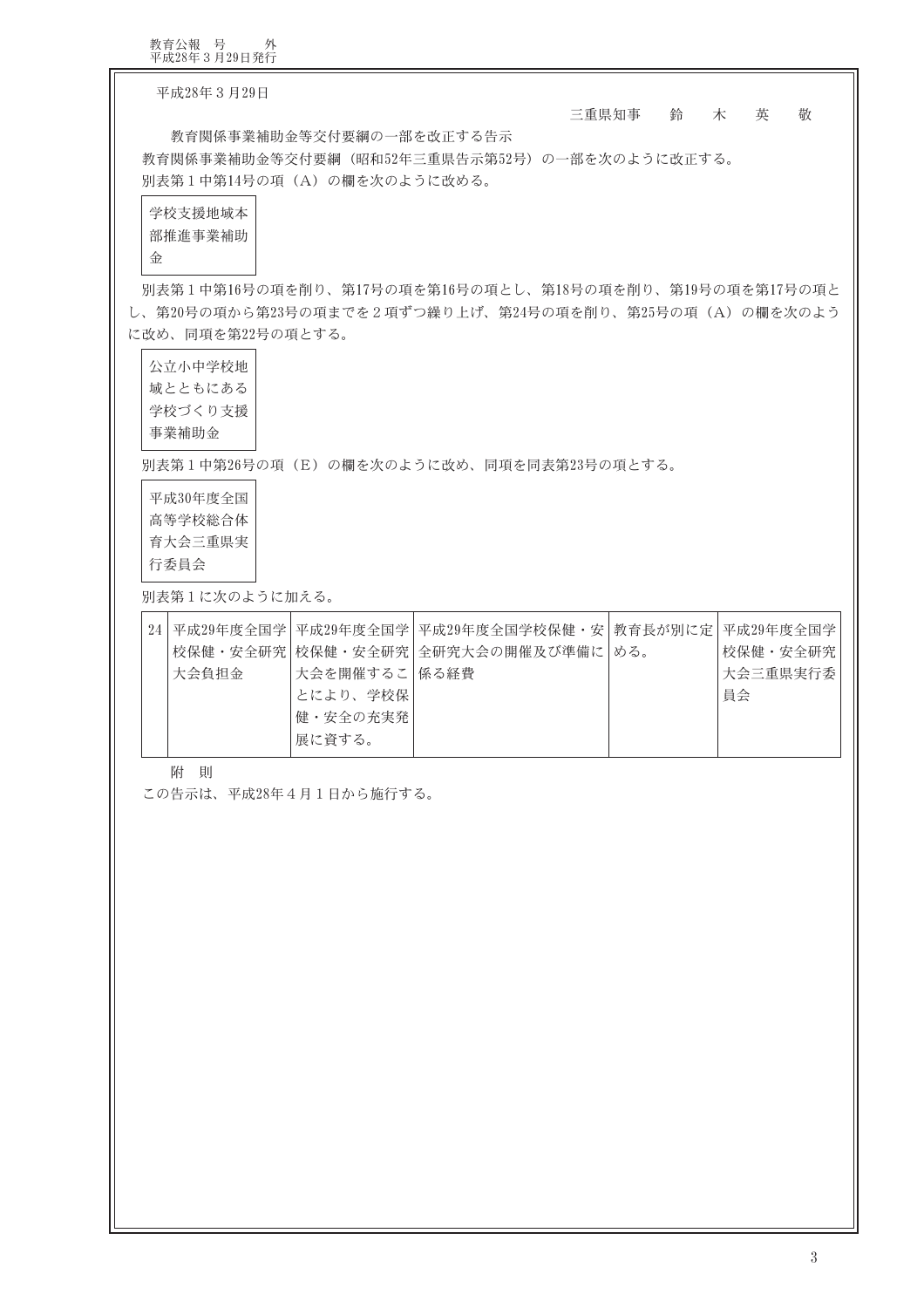平成28年３月29日

三重県知事　鈴　木　英　敬

教育関係事業補助金等交付要綱の一部を改正する告示

教育関係事業補助金等交付要綱（昭和52年三重県告示第52号）の一部を次のように改正する。

別表第１中第14号の項（A）の欄を次のように改める。

| |
|---|
| 学校支援地域本部推進事業補助金 |

別表第１中第16号の項を削り、第17号の項を第16号の項とし、第18号の項を削り、第19号の項を第17号の項とし、第20号の項から第23号の項までを２項ずつ繰り上げ、第24号の項を削り、第25号の項（A）の欄を次のように改め、同項を第22号の項とする。

| |
|---|
| 公立小中学校地域とともにある学校づくり支援事業補助金 |

別表第１中第26号の項（E）の欄を次のように改め、同項を同表第23号の項とする。

| |
|---|
| 平成30年度全国高等学校総合体育大会三重県実行委員会 |

別表第１に次のように加える。

| | | | | | |
|---|---|---|---|---|---|
| 24 | 平成29年度全国学校保健・安全研究大会負担金 | 平成29年度全国学校保健・安全研究大会を開催することにより、学校保健・安全の充実発展に資する。 | 平成29年度全国学校保健・安全研究大会の開催及び準備に係る経費 | 教育長が別に定める。 | 平成29年度全国学校保健・安全研究大会三重県実行委員会 |

附　則

この告示は、平成28年４月１日から施行する。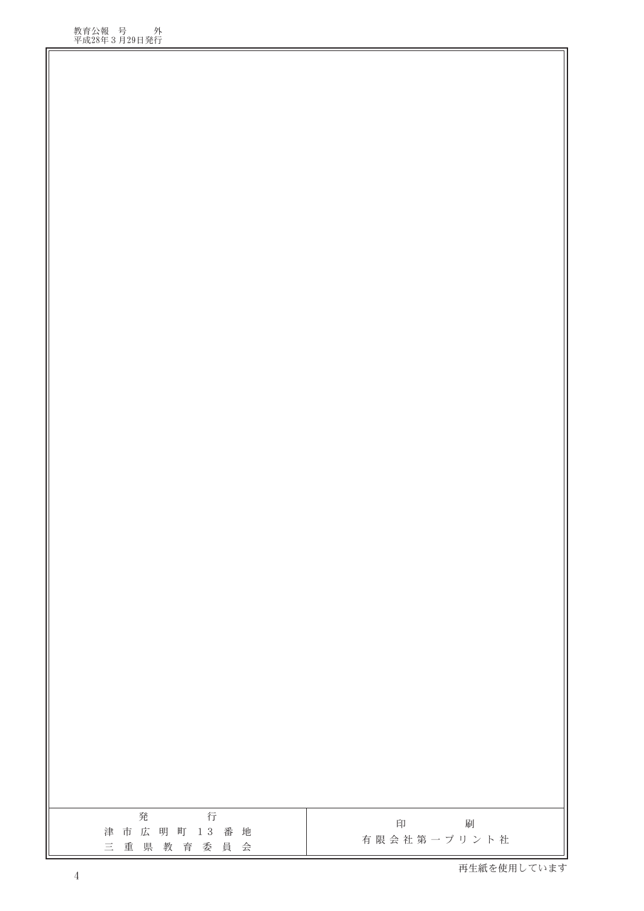| 発　　行 | 印　　刷 |
| --- | --- |
| 津市広明町13番地<br>三重県教育委員会 | 有限会社第一プリント社 |

再生紙を使用しています